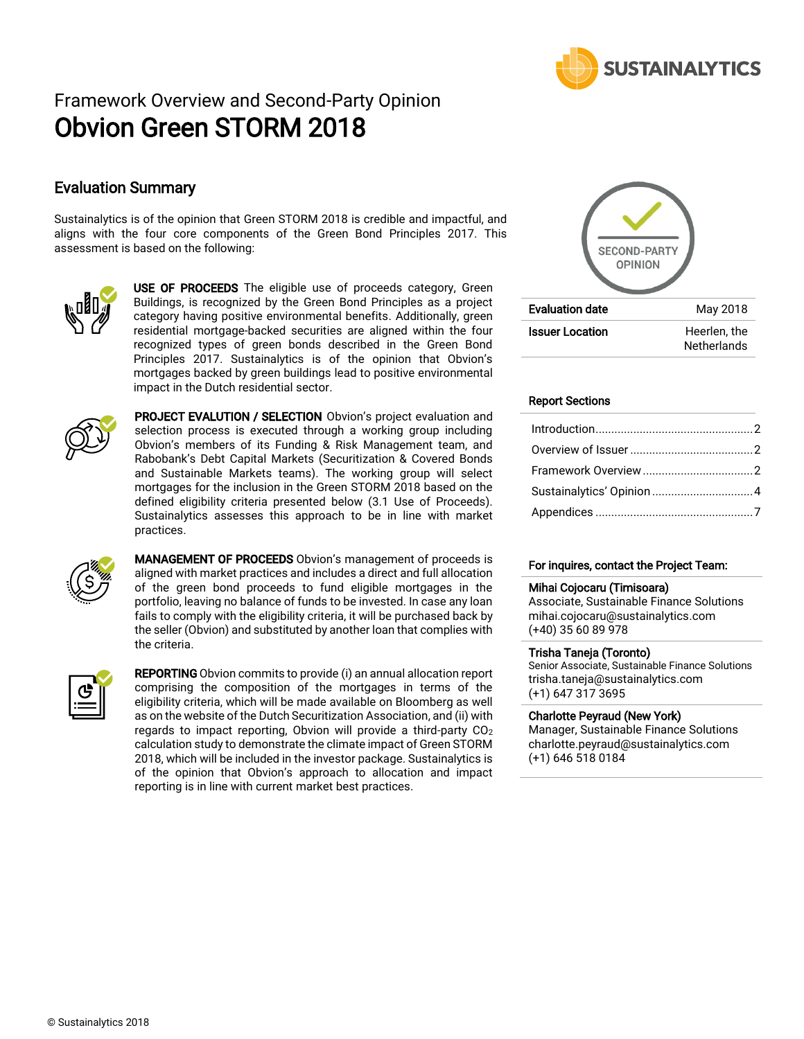SUSTAINALYTICS

Framework Overview and Second-Party Opinion

# Obvion Green STORM 2018

## Evaluation Summary

Sustainalytics is of the opinion that Green STORM 2018 is credible and impactful, and aligns with the four core components of the Green Bond Principles 2017. This assessment is based on the following:

**USE OF PROCEEDS** The eligible use of proceeds category, Green Buildings, is recognized by the Green Bond Principles as a project category having positive environmental benefits. Additionally, green residential mortgage-backed securities are aligned within the four recognized types of green bonds described in the Green Bond Principles 2017. Sustainalytics is of the opinion that Obvion's mortgages backed by green buildings lead to positive environmental impact in the Dutch residential sector.

**PROJECT EVALUTION / SELECTION** Obvion's project evaluation and selection process is executed through a working group including Obvion's members of its Funding & Risk Management team, and Rabobank's Debt Capital Markets (Securitization & Covered Bonds and Sustainable Markets teams). The working group will select mortgages for the inclusion in the Green STORM 2018 based on the defined eligibility criteria presented below (3.1 Use of Proceeds). Sustainalytics assesses this approach to be in line with market practices.

**MANAGEMENT OF PROCEEDS** Obvion's management of proceeds is aligned with market practices and includes a direct and full allocation of the green bond proceeds to fund eligible mortgages in the portfolio, leaving no balance of funds to be invested. In case any loan fails to comply with the eligibility criteria, it will be purchased back by the seller (Obvion) and substituted by another loan that complies with the criteria.

**REPORTING** Obvion commits to provide (i) an annual allocation report comprising the composition of the mortgages in terms of the eligibility criteria, which will be made available on Bloomberg as well as on the website of the Dutch Securitization Association, and (ii) with regards to impact reporting, Obvion will provide a third-party $CO_2$ calculation study to demonstrate the climate impact of Green STORM 2018, which will be included in the investor package. Sustainalytics is of the opinion that Obvion's approach to allocation and impact reporting is in line with current market best practices.

SECOND-PARTY OPINION

| | |
|---|---|
| **Evaluation date** | May 2018 |
| **Issuer Location** | Heerlen, the Netherlands |

**Report Sections**

- Introduction .................................... 2
- Overview of Issuer .................................... 2
- Framework Overview .................................... 2
- Sustainalytics' Opinion .................................... 4
- Appendices .................................... 7

**For inquires, contact the Project Team:**

**Mihai Cojocaru (Timisoara)**
Associate, Sustainable Finance Solutions
mihai.cojocaru@sustainalytics.com
(+40) 35 60 89 978

**Trisha Taneja (Toronto)**
Senior Associate, Sustainable Finance Solutions
trisha.taneja@sustainalytics.com
(+1) 647 317 3695

**Charlotte Peyraud (New York)**
Manager, Sustainable Finance Solutions
charlotte.peyraud@sustainalytics.com
(+1) 646 518 0184

© Sustainalytics 2018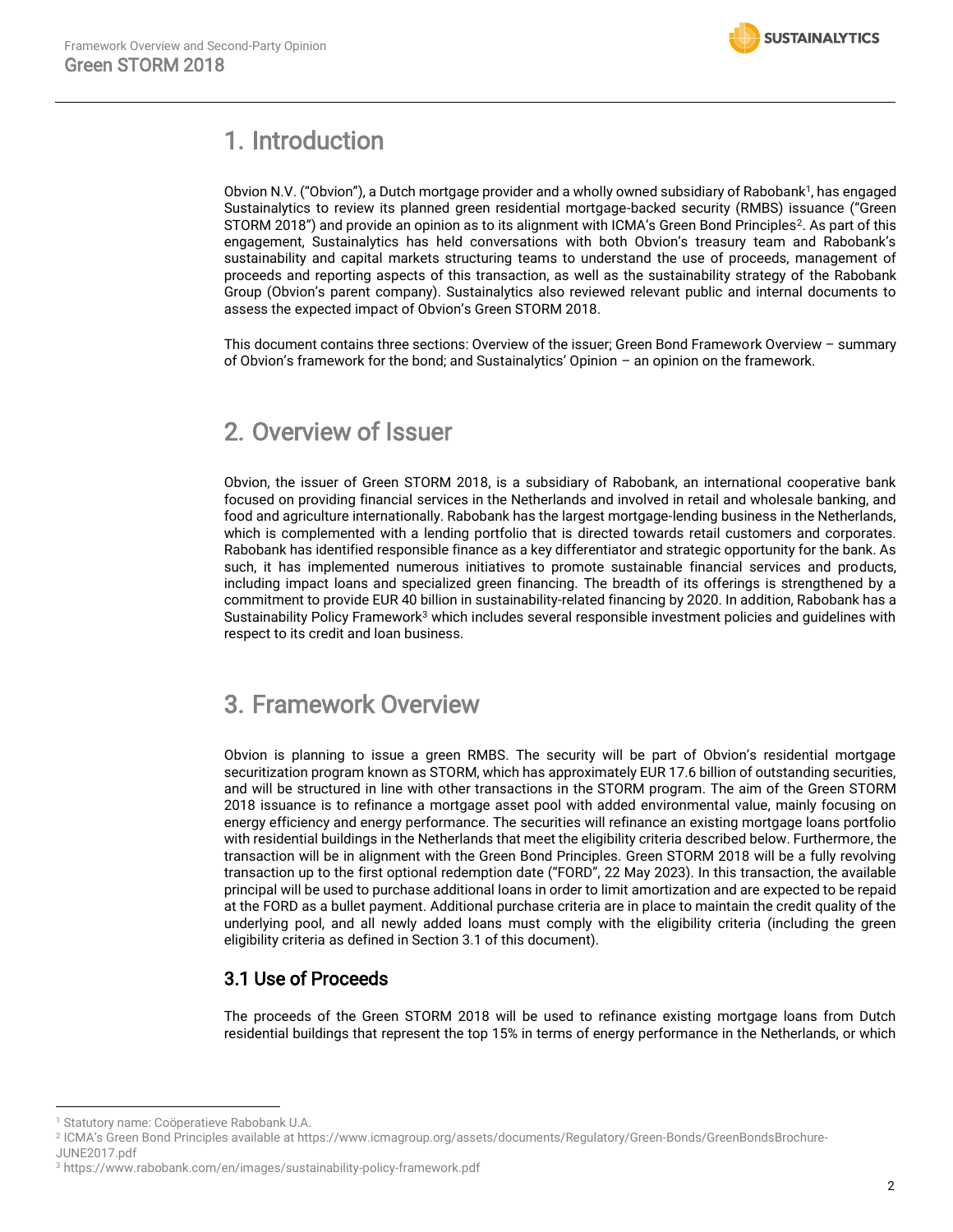# 1. Introduction

Obvion N.V. ("Obvion"), a Dutch mortgage provider and a wholly owned subsidiary of Rabobank[1], has engaged Sustainalytics to review its planned green residential mortgage-backed security (RMBS) issuance ("Green STORM 2018") and provide an opinion as to its alignment with ICMA's Green Bond Principles[2]. As part of this engagement, Sustainalytics has held conversations with both Obvion's treasury team and Rabobank's sustainability and capital markets structuring teams to understand the use of proceeds, management of proceeds and reporting aspects of this transaction, as well as the sustainability strategy of the Rabobank Group (Obvion's parent company). Sustainalytics also reviewed relevant public and internal documents to assess the expected impact of Obvion's Green STORM 2018.

This document contains three sections: Overview of the issuer; Green Bond Framework Overview – summary of Obvion's framework for the bond; and Sustainalytics' Opinion – an opinion on the framework.

# 2. Overview of Issuer

Obvion, the issuer of Green STORM 2018, is a subsidiary of Rabobank, an international cooperative bank focused on providing financial services in the Netherlands and involved in retail and wholesale banking, and food and agriculture internationally. Rabobank has the largest mortgage-lending business in the Netherlands, which is complemented with a lending portfolio that is directed towards retail customers and corporates. Rabobank has identified responsible finance as a key differentiator and strategic opportunity for the bank. As such, it has implemented numerous initiatives to promote sustainable financial services and products, including impact loans and specialized green financing. The breadth of its offerings is strengthened by a commitment to provide EUR 40 billion in sustainability-related financing by 2020. In addition, Rabobank has a Sustainability Policy Framework[3] which includes several responsible investment policies and guidelines with respect to its credit and loan business.

# 3. Framework Overview

Obvion is planning to issue a green RMBS. The security will be part of Obvion's residential mortgage securitization program known as STORM, which has approximately EUR 17.6 billion of outstanding securities, and will be structured in line with other transactions in the STORM program. The aim of the Green STORM 2018 issuance is to refinance a mortgage asset pool with added environmental value, mainly focusing on energy efficiency and energy performance. The securities will refinance an existing mortgage loans portfolio with residential buildings in the Netherlands that meet the eligibility criteria described below. Furthermore, the transaction will be in alignment with the Green Bond Principles. Green STORM 2018 will be a fully revolving transaction up to the first optional redemption date ("FORD", 22 May 2023). In this transaction, the available principal will be used to purchase additional loans in order to limit amortization and are expected to be repaid at the FORD as a bullet payment. Additional purchase criteria are in place to maintain the credit quality of the underlying pool, and all newly added loans must comply with the eligibility criteria (including the green eligibility criteria as defined in Section 3.1 of this document).

## 3.1 Use of Proceeds

The proceeds of the Green STORM 2018 will be used to refinance existing mortgage loans from Dutch residential buildings that represent the top 15% in terms of energy performance in the Netherlands, or which

---

[1] Statutory name: Coöperatieve Rabobank U.A.

[2] ICMA's Green Bond Principles available at https://www.icmagroup.org/assets/documents/Regulatory/Green-Bonds/GreenBondsBrochure-JUNE2017.pdf

[3] https://www.rabobank.com/en/images/sustainability-policy-framework.pdf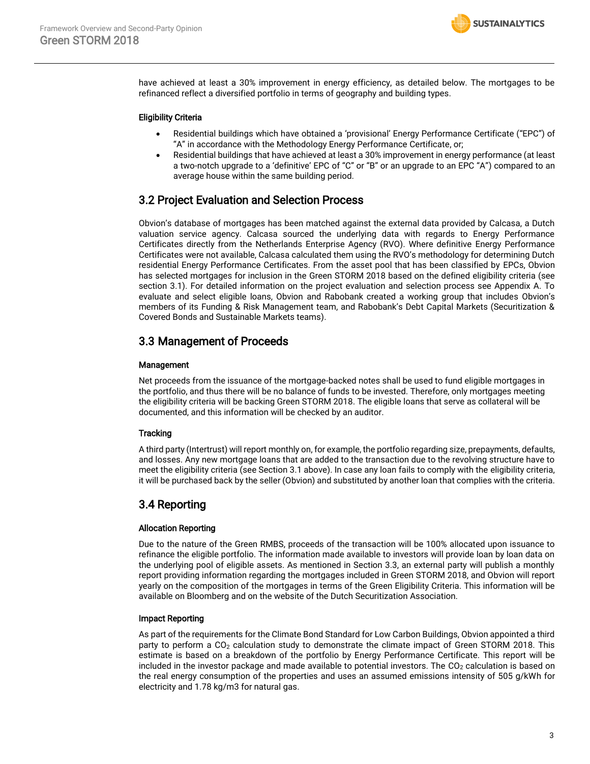have achieved at least a 30% improvement in energy efficiency, as detailed below. The mortgages to be refinanced reflect a diversified portfolio in terms of geography and building types.

#### Eligibility Criteria

- Residential buildings which have obtained a 'provisional' Energy Performance Certificate ("EPC") of "A" in accordance with the Methodology Energy Performance Certificate, or;
- Residential buildings that have achieved at least a 30% improvement in energy performance (at least a two-notch upgrade to a 'definitive' EPC of "C" or "B" or an upgrade to an EPC "A") compared to an average house within the same building period.

## 3.2 Project Evaluation and Selection Process

Obvion's database of mortgages has been matched against the external data provided by Calcasa, a Dutch valuation service agency. Calcasa sourced the underlying data with regards to Energy Performance Certificates directly from the Netherlands Enterprise Agency (RVO). Where definitive Energy Performance Certificates were not available, Calcasa calculated them using the RVO's methodology for determining Dutch residential Energy Performance Certificates. From the asset pool that has been classified by EPCs, Obvion has selected mortgages for inclusion in the Green STORM 2018 based on the defined eligibility criteria (see section 3.1). For detailed information on the project evaluation and selection process see Appendix A. To evaluate and select eligible loans, Obvion and Rabobank created a working group that includes Obvion's members of its Funding & Risk Management team, and Rabobank's Debt Capital Markets (Securitization & Covered Bonds and Sustainable Markets teams).

## 3.3 Management of Proceeds

#### Management

Net proceeds from the issuance of the mortgage-backed notes shall be used to fund eligible mortgages in the portfolio, and thus there will be no balance of funds to be invested. Therefore, only mortgages meeting the eligibility criteria will be backing Green STORM 2018. The eligible loans that serve as collateral will be documented, and this information will be checked by an auditor.

#### Tracking

A third party (Intertrust) will report monthly on, for example, the portfolio regarding size, prepayments, defaults, and losses. Any new mortgage loans that are added to the transaction due to the revolving structure have to meet the eligibility criteria (see Section 3.1 above). In case any loan fails to comply with the eligibility criteria, it will be purchased back by the seller (Obvion) and substituted by another loan that complies with the criteria.

## 3.4 Reporting

#### Allocation Reporting

Due to the nature of the Green RMBS, proceeds of the transaction will be 100% allocated upon issuance to refinance the eligible portfolio. The information made available to investors will provide loan by loan data on the underlying pool of eligible assets. As mentioned in Section 3.3, an external party will publish a monthly report providing information regarding the mortgages included in Green STORM 2018, and Obvion will report yearly on the composition of the mortgages in terms of the Green Eligibility Criteria. This information will be available on Bloomberg and on the website of the Dutch Securitization Association.

#### Impact Reporting

As part of the requirements for the Climate Bond Standard for Low Carbon Buildings, Obvion appointed a third party to perform a $CO_2$ calculation study to demonstrate the climate impact of Green STORM 2018. This estimate is based on a breakdown of the portfolio by Energy Performance Certificate. This report will be included in the investor package and made available to potential investors. The $CO_2$ calculation is based on the real energy consumption of the properties and uses an assumed emissions intensity of 505 g/kWh for electricity and 1.78 kg/m3 for natural gas.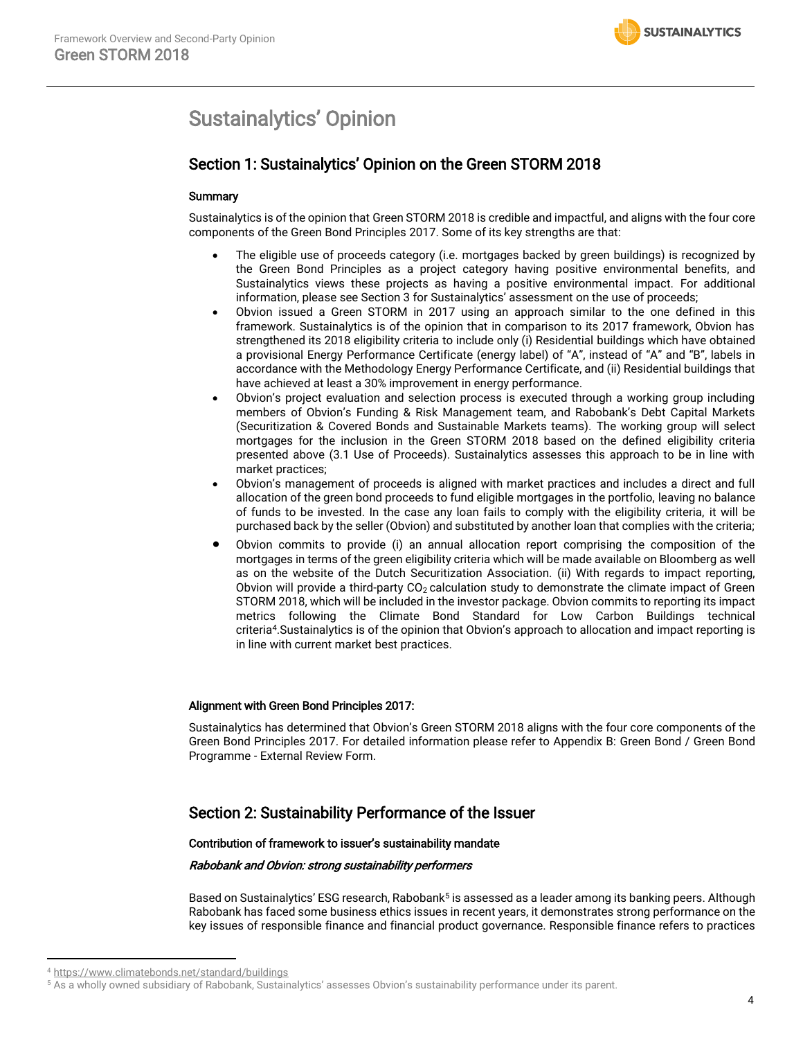# Sustainalytics' Opinion

## Section 1: Sustainalytics' Opinion on the Green STORM 2018

### Summary

Sustainalytics is of the opinion that Green STORM 2018 is credible and impactful, and aligns with the four core components of the Green Bond Principles 2017. Some of its key strengths are that:

- The eligible use of proceeds category (i.e. mortgages backed by green buildings) is recognized by the Green Bond Principles as a project category having positive environmental benefits, and Sustainalytics views these projects as having a positive environmental impact. For additional information, please see Section 3 for Sustainalytics' assessment on the use of proceeds;
- Obvion issued a Green STORM in 2017 using an approach similar to the one defined in this framework. Sustainalytics is of the opinion that in comparison to its 2017 framework, Obvion has strengthened its 2018 eligibility criteria to include only (i) Residential buildings which have obtained a provisional Energy Performance Certificate (energy label) of "A", instead of "A" and "B", labels in accordance with the Methodology Energy Performance Certificate, and (ii) Residential buildings that have achieved at least a 30% improvement in energy performance.
- Obvion's project evaluation and selection process is executed through a working group including members of Obvion's Funding & Risk Management team, and Rabobank's Debt Capital Markets (Securitization & Covered Bonds and Sustainable Markets teams). The working group will select mortgages for the inclusion in the Green STORM 2018 based on the defined eligibility criteria presented above (3.1 Use of Proceeds). Sustainalytics assesses this approach to be in line with market practices;
- Obvion's management of proceeds is aligned with market practices and includes a direct and full allocation of the green bond proceeds to fund eligible mortgages in the portfolio, leaving no balance of funds to be invested. In the case any loan fails to comply with the eligibility criteria, it will be purchased back by the seller (Obvion) and substituted by another loan that complies with the criteria;
- Obvion commits to provide (i) an annual allocation report comprising the composition of the mortgages in terms of the green eligibility criteria which will be made available on Bloomberg as well as on the website of the Dutch Securitization Association. (ii) With regards to impact reporting, Obvion will provide a third-party $CO_2$ calculation study to demonstrate the climate impact of Green STORM 2018, which will be included in the investor package. Obvion commits to reporting its impact metrics following the Climate Bond Standard for Low Carbon Buildings technical criteria[4].Sustainalytics is of the opinion that Obvion's approach to allocation and impact reporting is in line with current market best practices.

### Alignment with Green Bond Principles 2017:

Sustainalytics has determined that Obvion's Green STORM 2018 aligns with the four core components of the Green Bond Principles 2017. For detailed information please refer to Appendix B: Green Bond / Green Bond Programme - External Review Form.

## Section 2: Sustainability Performance of the Issuer

### Contribution of framework to issuer's sustainability mandate

*Rabobank and Obvion: strong sustainability performers*

Based on Sustainalytics' ESG research, Rabobank[5] is assessed as a leader among its banking peers. Although Rabobank has faced some business ethics issues in recent years, it demonstrates strong performance on the key issues of responsible finance and financial product governance. Responsible finance refers to practices

[4] https://www.climatebonds.net/standard/buildings

[5] As a wholly owned subsidiary of Rabobank, Sustainalytics' assesses Obvion's sustainability performance under its parent.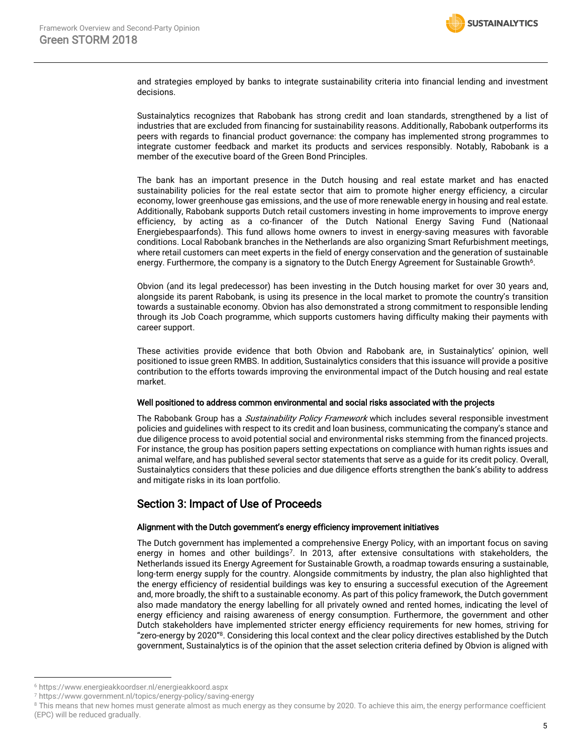and strategies employed by banks to integrate sustainability criteria into financial lending and investment decisions.

Sustainalytics recognizes that Rabobank has strong credit and loan standards, strengthened by a list of industries that are excluded from financing for sustainability reasons. Additionally, Rabobank outperforms its peers with regards to financial product governance: the company has implemented strong programmes to integrate customer feedback and market its products and services responsibly. Notably, Rabobank is a member of the executive board of the Green Bond Principles.

The bank has an important presence in the Dutch housing and real estate market and has enacted sustainability policies for the real estate sector that aim to promote higher energy efficiency, a circular economy, lower greenhouse gas emissions, and the use of more renewable energy in housing and real estate. Additionally, Rabobank supports Dutch retail customers investing in home improvements to improve energy efficiency, by acting as a co-financer of the Dutch National Energy Saving Fund (Nationaal Energiebespaarfonds). This fund allows home owners to invest in energy-saving measures with favorable conditions. Local Rabobank branches in the Netherlands are also organizing Smart Refurbishment meetings, where retail customers can meet experts in the field of energy conservation and the generation of sustainable energy. Furthermore, the company is a signatory to the Dutch Energy Agreement for Sustainable Growth[6].

Obvion (and its legal predecessor) has been investing in the Dutch housing market for over 30 years and, alongside its parent Rabobank, is using its presence in the local market to promote the country's transition towards a sustainable economy. Obvion has also demonstrated a strong commitment to responsible lending through its Job Coach programme, which supports customers having difficulty making their payments with career support.

These activities provide evidence that both Obvion and Rabobank are, in Sustainalytics' opinion, well positioned to issue green RMBS. In addition, Sustainalytics considers that this issuance will provide a positive contribution to the efforts towards improving the environmental impact of the Dutch housing and real estate market.

#### Well positioned to address common environmental and social risks associated with the projects

The Rabobank Group has a *Sustainability Policy Framework* which includes several responsible investment policies and guidelines with respect to its credit and loan business, communicating the company's stance and due diligence process to avoid potential social and environmental risks stemming from the financed projects. For instance, the group has position papers setting expectations on compliance with human rights issues and animal welfare, and has published several sector statements that serve as a guide for its credit policy. Overall, Sustainalytics considers that these policies and due diligence efforts strengthen the bank's ability to address and mitigate risks in its loan portfolio.

## Section 3: Impact of Use of Proceeds

#### Alignment with the Dutch government's energy efficiency improvement initiatives

The Dutch government has implemented a comprehensive Energy Policy, with an important focus on saving energy in homes and other buildings[7]. In 2013, after extensive consultations with stakeholders, the Netherlands issued its Energy Agreement for Sustainable Growth, a roadmap towards ensuring a sustainable, long-term energy supply for the country. Alongside commitments by industry, the plan also highlighted that the energy efficiency of residential buildings was key to ensuring a successful execution of the Agreement and, more broadly, the shift to a sustainable economy. As part of this policy framework, the Dutch government also made mandatory the energy labelling for all privately owned and rented homes, indicating the level of energy efficiency and raising awareness of energy consumption. Furthermore, the government and other Dutch stakeholders have implemented stricter energy efficiency requirements for new homes, striving for "zero-energy by 2020"[8]. Considering this local context and the clear policy directives established by the Dutch government, Sustainalytics is of the opinion that the asset selection criteria defined by Obvion is aligned with

---

[6] https://www.energieakkoordser.nl/energieakkoord.aspx

[7] https://www.government.nl/topics/energy-policy/saving-energy

[8] This means that new homes must generate almost as much energy as they consume by 2020. To achieve this aim, the energy performance coefficient (EPC) will be reduced gradually.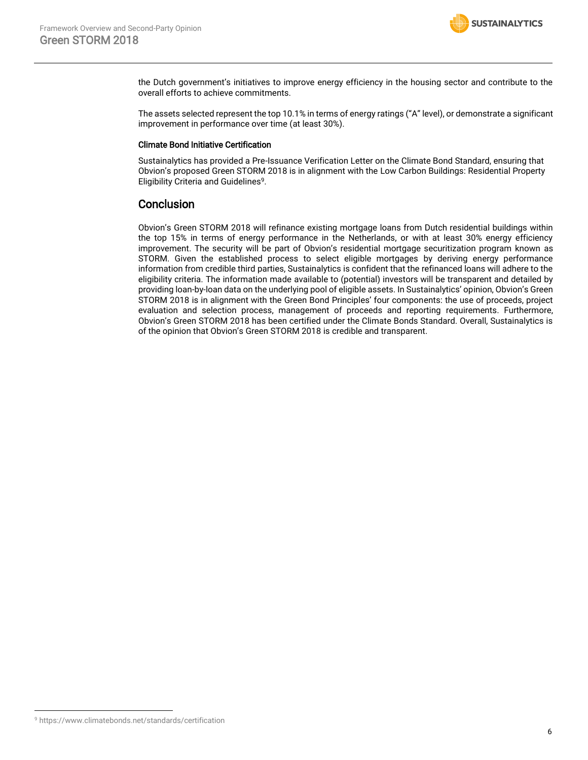the Dutch government's initiatives to improve energy efficiency in the housing sector and contribute to the overall efforts to achieve commitments.

The assets selected represent the top 10.1% in terms of energy ratings ("A" level), or demonstrate a significant improvement in performance over time (at least 30%).

#### Climate Bond Initiative Certification

Sustainalytics has provided a Pre-Issuance Verification Letter on the Climate Bond Standard, ensuring that Obvion's proposed Green STORM 2018 is in alignment with the Low Carbon Buildings: Residential Property Eligibility Criteria and Guidelines[9].

## Conclusion

Obvion's Green STORM 2018 will refinance existing mortgage loans from Dutch residential buildings within the top 15% in terms of energy performance in the Netherlands, or with at least 30% energy efficiency improvement. The security will be part of Obvion's residential mortgage securitization program known as STORM. Given the established process to select eligible mortgages by deriving energy performance information from credible third parties, Sustainalytics is confident that the refinanced loans will adhere to the eligibility criteria. The information made available to (potential) investors will be transparent and detailed by providing loan-by-loan data on the underlying pool of eligible assets. In Sustainalytics' opinion, Obvion's Green STORM 2018 is in alignment with the Green Bond Principles' four components: the use of proceeds, project evaluation and selection process, management of proceeds and reporting requirements. Furthermore, Obvion's Green STORM 2018 has been certified under the Climate Bonds Standard. Overall, Sustainalytics is of the opinion that Obvion's Green STORM 2018 is credible and transparent.

---

[9] https://www.climatebonds.net/standards/certification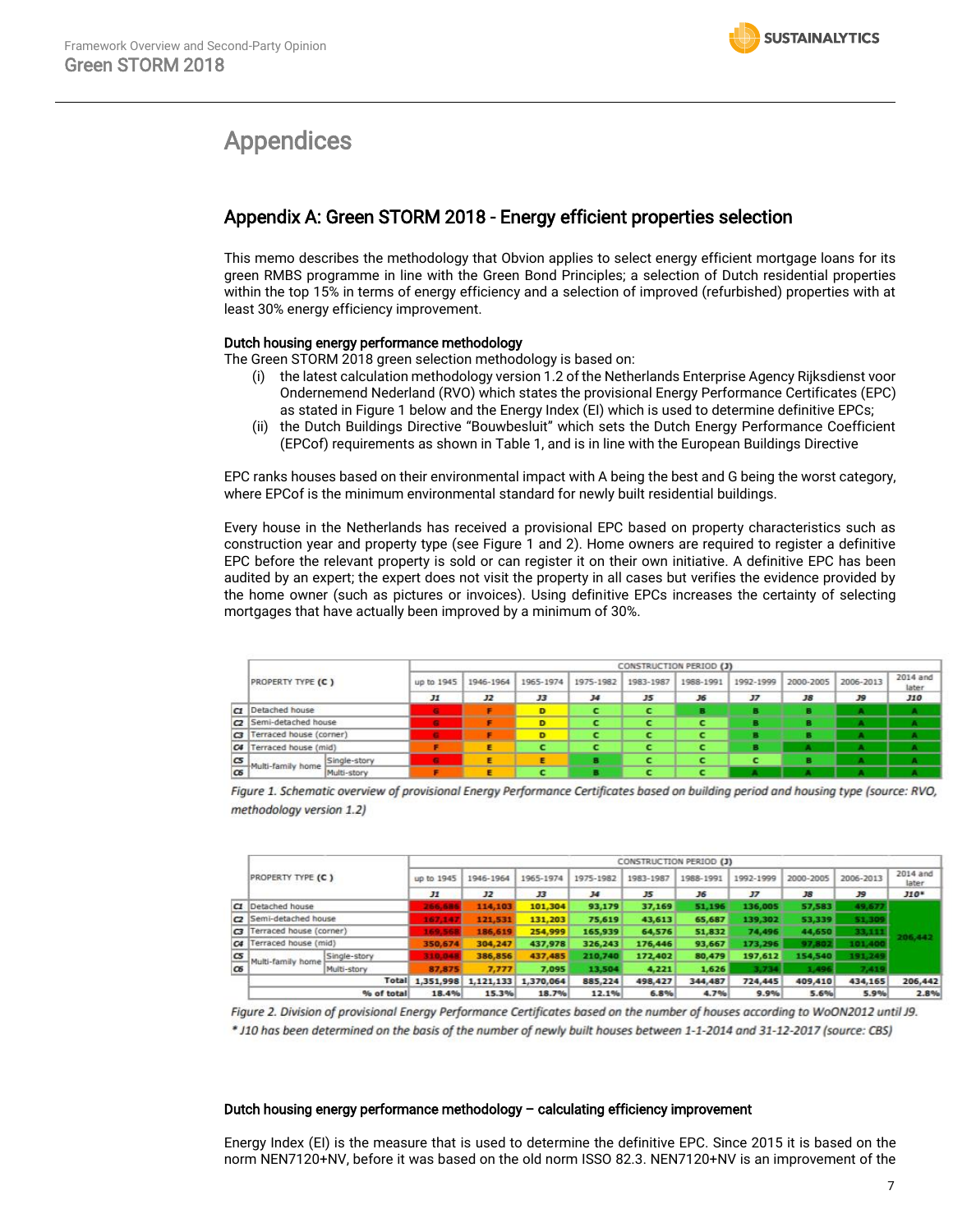# Appendices

## Appendix A: Green STORM 2018 - Energy efficient properties selection

This memo describes the methodology that Obvion applies to select energy efficient mortgage loans for its green RMBS programme in line with the Green Bond Principles; a selection of Dutch residential properties within the top 15% in terms of energy efficiency and a selection of improved (refurbished) properties with at least 30% energy efficiency improvement.

### Dutch housing energy performance methodology

The Green STORM 2018 green selection methodology is based on:

(i) the latest calculation methodology version 1.2 of the Netherlands Enterprise Agency Rijksdienst voor Ondernemend Nederland (RVO) which states the provisional Energy Performance Certificates (EPC) as stated in Figure 1 below and the Energy Index (EI) which is used to determine definitive EPCs;

(ii) the Dutch Buildings Directive "Bouwbesluit" which sets the Dutch Energy Performance Coefficient (EPCof) requirements as shown in Table 1, and is in line with the European Buildings Directive

EPC ranks houses based on their environmental impact with A being the best and G being the worst category, where EPCof is the minimum environmental standard for newly built residential buildings.

Every house in the Netherlands has received a provisional EPC based on property characteristics such as construction year and property type (see Figure 1 and 2). Home owners are required to register a definitive EPC before the relevant property is sold or can register it on their own initiative. A definitive EPC has been audited by an expert; the expert does not visit the property in all cases but verifies the evidence provided by the home owner (such as pictures or invoices). Using definitive EPCs increases the certainty of selecting mortgages that have actually been improved by a minimum of 30%.

| | PROPERTY TYPE (C) | | CONSTRUCTION PERIOD (J) | | | | | | | | | |
|---|---|---|---|---|---|---|---|---|---|---|---|---|
| | | | up to 1945 | 1946-1964 | 1965-1974 | 1975-1982 | 1983-1987 | 1988-1991 | 1992-1999 | 2000-2005 | 2006-2013 | 2014 and later |
| | | | J1 | J2 | J3 | J4 | J5 | J6 | J7 | J8 | J9 | J10 |
| C1 | Detached house | | G | F | D | C | C | B | B | B | A | A |
| C2 | Semi-detached house | | G | F | D | C | C | C | B | B | A | A |
| C3 | Terraced house (corner) | | G | F | D | C | C | C | B | B | A | A |
| C4 | Terraced house (mid) | | F | E | C | C | C | C | B | A | A | A |
| C5 | Multi-family home | Single-story | G | E | E | B | C | C | C | B | A | A |
| C6 | | Multi-story | F | E | C | B | C | C | A | A | A | A |

*Figure 1. Schematic overview of provisional Energy Performance Certificates based on building period and housing type (source: RVO, methodology version 1.2)*

| | PROPERTY TYPE (C) | | CONSTRUCTION PERIOD (J) | | | | | | | | | |
|---|---|---|---|---|---|---|---|---|---|---|---|---|
| | | | up to 1945 | 1946-1964 | 1965-1974 | 1975-1982 | 1983-1987 | 1988-1991 | 1992-1999 | 2000-2005 | 2006-2013 | 2014 and later |
| | | | J1 | J2 | J3 | J4 | J5 | J6 | J7 | J8 | J9 | J10* |
| C1 | Detached house | | 266,686 | 114,103 | 101,304 | 93,179 | 37,169 | 51,196 | 136,005 | 57,583 | 49,677 | 206,442 |
| C2 | Semi-detached house | | 167,147 | 121,531 | 131,203 | 75,619 | 43,613 | 65,687 | 139,302 | 53,339 | 51,309 | |
| C3 | Terraced house (corner) | | 169,568 | 186,619 | 254,999 | 165,939 | 64,576 | 51,832 | 74,496 | 44,650 | 33,111 | |
| C4 | Terraced house (mid) | | 350,674 | 304,247 | 437,978 | 326,243 | 176,446 | 93,667 | 173,296 | 97,802 | 101,400 | |
| C5 | Multi-family home | Single-story | 310,048 | 386,856 | 437,485 | 210,740 | 172,402 | 80,479 | 197,612 | 154,540 | 191,249 | |
| C6 | | Multi-story | 87,875 | 7,777 | 7,095 | 13,504 | 4,221 | 1,626 | 3,734 | 1,496 | 7,419 | |
| | | Total | 1,351,998 | 1,121,133 | 1,370,064 | 885,224 | 498,427 | 344,487 | 724,445 | 409,410 | 434,165 | 206,442 |
| | | % of total | 18.4% | 15.3% | 18.7% | 12.1% | 6.8% | 4.7% | 9.9% | 5.6% | 5.9% | 2.8% |

*Figure 2. Division of provisional Energy Performance Certificates based on the number of houses according to WoON2012 until J9.*
*\* J10 has been determined on the basis of the number of newly built houses between 1-1-2014 and 31-12-2017 (source: CBS)*

### Dutch housing energy performance methodology – calculating efficiency improvement

Energy Index (EI) is the measure that is used to determine the definitive EPC. Since 2015 it is based on the norm NEN7120+NV, before it was based on the old norm ISSO 82.3. NEN7120+NV is an improvement of the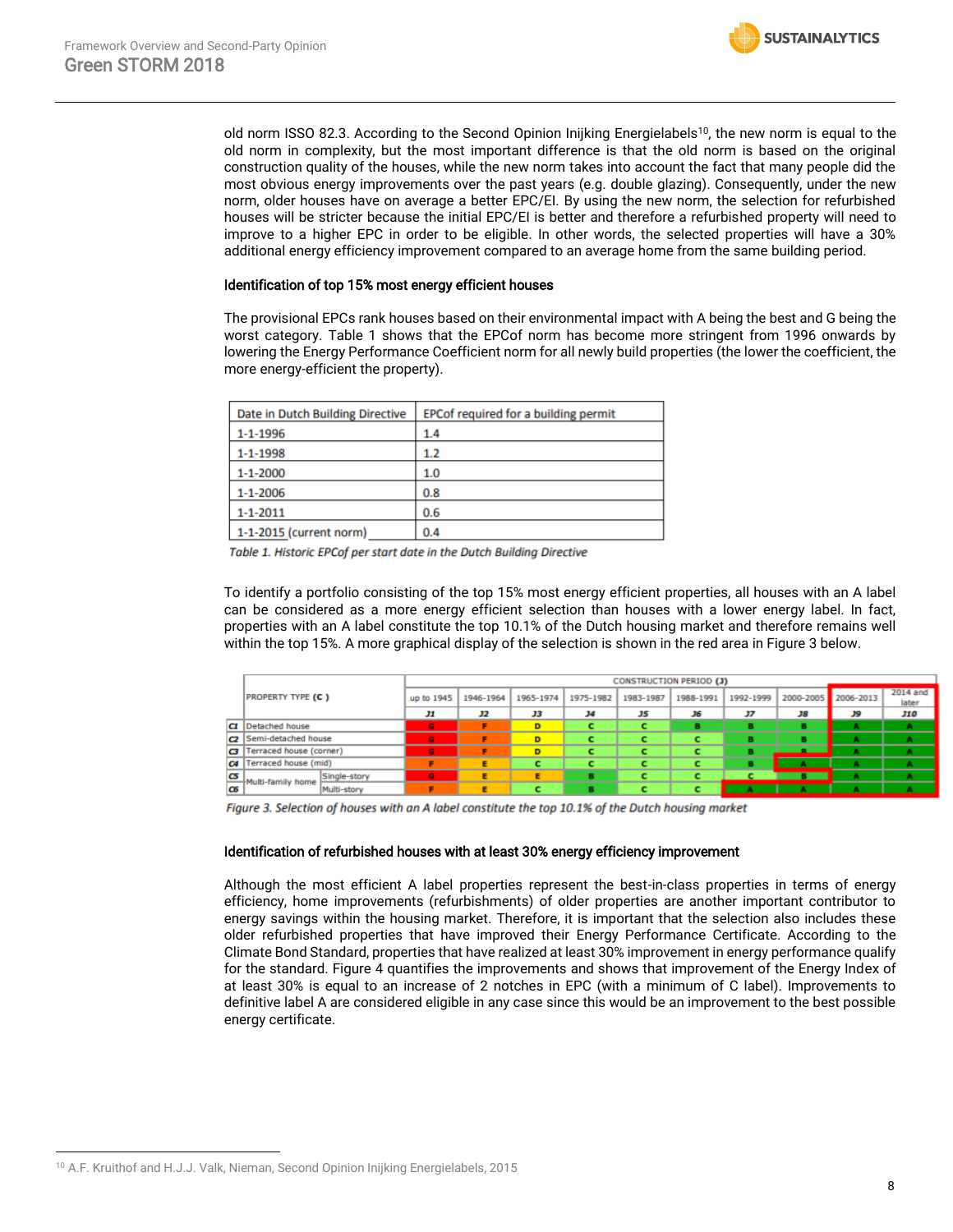old norm ISSO 82.3. According to the Second Opinion Inijking Energielabels[10], the new norm is equal to the old norm in complexity, but the most important difference is that the old norm is based on the original construction quality of the houses, while the new norm takes into account the fact that many people did the most obvious energy improvements over the past years (e.g. double glazing). Consequently, under the new norm, older houses have on average a better EPC/EI. By using the new norm, the selection for refurbished houses will be stricter because the initial EPC/EI is better and therefore a refurbished property will need to improve to a higher EPC in order to be eligible. In other words, the selected properties will have a 30% additional energy efficiency improvement compared to an average home from the same building period.

### Identification of top 15% most energy efficient houses

The provisional EPCs rank houses based on their environmental impact with A being the best and G being the worst category. Table 1 shows that the EPCof norm has become more stringent from 1996 onwards by lowering the Energy Performance Coefficient norm for all newly build properties (the lower the coefficient, the more energy-efficient the property).

| Date in Dutch Building Directive | EPCof required for a building permit |
|---|---|
| 1-1-1996 | 1.4 |
| 1-1-1998 | 1.2 |
| 1-1-2000 | 1.0 |
| 1-1-2006 | 0.8 |
| 1-1-2011 | 0.6 |
| 1-1-2015 (current norm) | 0.4 |

*Table 1. Historic EPCof per start date in the Dutch Building Directive*

To identify a portfolio consisting of the top 15% most energy efficient properties, all houses with an A label can be considered as a more energy efficient selection than houses with a lower energy label. In fact, properties with an A label constitute the top 10.1% of the Dutch housing market and therefore remains well within the top 15%. A more graphical display of the selection is shown in the red area in Figure 3 below.

| | PROPERTY TYPE (C) | | CONSTRUCTION PERIOD (J) | | | | | | | | | |
|---|---|---|---|---|---|---|---|---|---|---|---|---|
| | | | up to 1945 | 1946-1964 | 1965-1974 | 1975-1982 | 1983-1987 | 1988-1991 | 1992-1999 | 2000-2005 | 2006-2013 | 2014 and later |
| | | | J1 | J2 | J3 | J4 | J5 | J6 | J7 | J8 | J9 | J10 |
| C1 | Detached house | | G | F | D | C | C | B | B | B | A | A |
| C2 | Semi-detached house | | G | F | D | C | C | C | B | B | A | A |
| C3 | Terraced house (corner) | | G | F | D | C | C | C | B | B | A | A |
| C4 | Terraced house (mid) | | F | E | C | C | C | C | B | A | A | A |
| C5 | Multi-family home | Single-story | G | E | E | B | C | C | C | B | A | A |
| C6 | | Multi-story | F | E | C | B | C | C | A | A | A | A |

*Figure 3. Selection of houses with an A label constitute the top 10.1% of the Dutch housing market*

### Identification of refurbished houses with at least 30% energy efficiency improvement

Although the most efficient A label properties represent the best-in-class properties in terms of energy efficiency, home improvements (refurbishments) of older properties are another important contributor to energy savings within the housing market. Therefore, it is important that the selection also includes these older refurbished properties that have improved their Energy Performance Certificate. According to the Climate Bond Standard, properties that have realized at least 30% improvement in energy performance qualify for the standard. Figure 4 quantifies the improvements and shows that improvement of the Energy Index of at least 30% is equal to an increase of 2 notches in EPC (with a minimum of C label). Improvements to definitive label A are considered eligible in any case since this would be an improvement to the best possible energy certificate.

[10] A.F. Kruithof and H.J.J. Valk, Nieman, Second Opinion Inijking Energielabels, 2015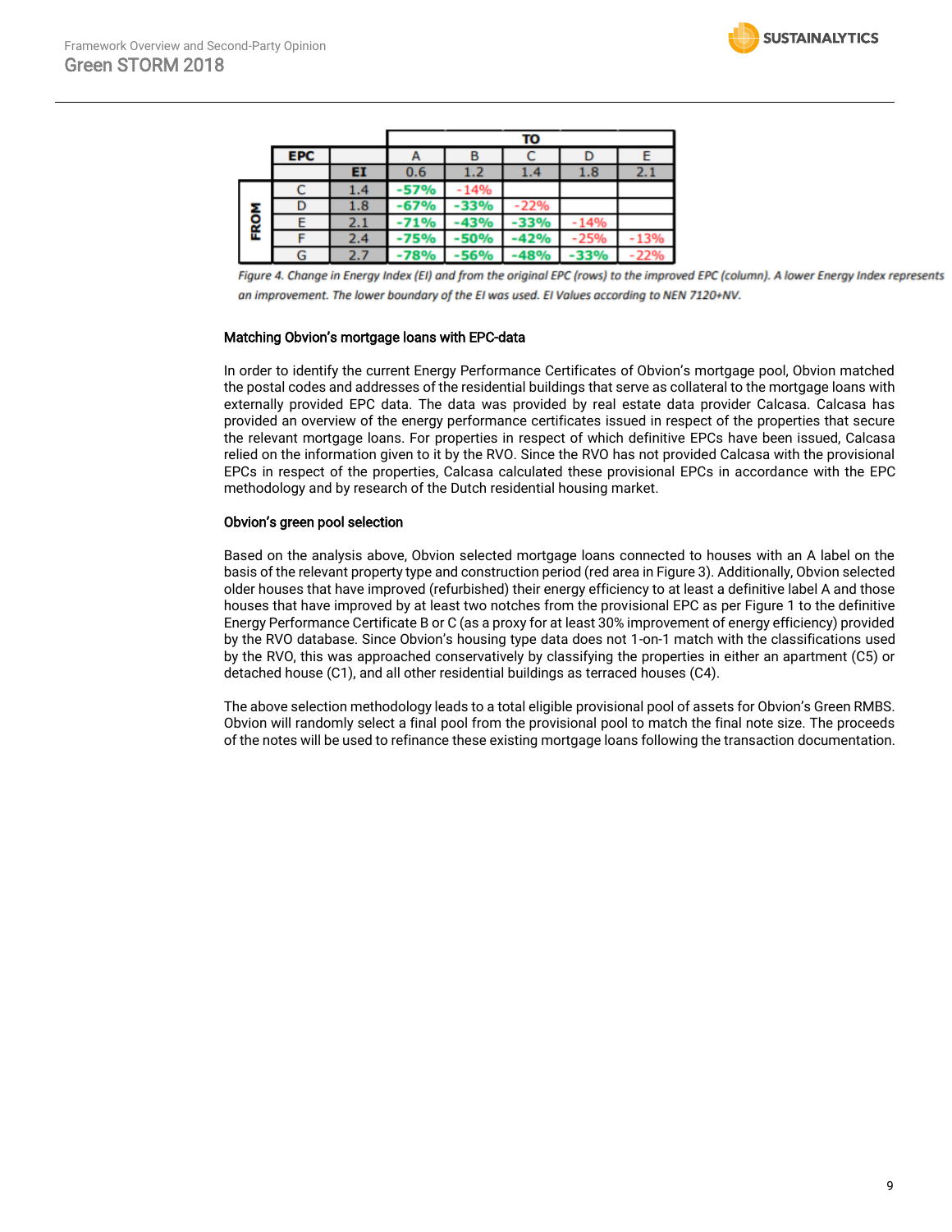| | | TO | | | | |
|---|---|---|---|---|---|---|
| | EPC | A | B | C | D | E |
| | EI | 0.6 | 1.2 | 1.4 | 1.8 | 2.1 |
| FROM C | 1.4 | -57% | -14% | | | |
| FROM D | 1.8 | -67% | -33% | -22% | | |
| FROM E | 2.1 | -71% | -43% | -33% | -14% | |
| FROM F | 2.4 | -75% | -50% | -42% | -25% | -13% |
| FROM G | 2.7 | -78% | -56% | -48% | -33% | -22% |

*Figure 4. Change in Energy Index (EI) and from the original EPC (rows) to the improved EPC (column). A lower Energy Index represents an improvement. The lower boundary of the EI was used. EI Values according to NEN 7120+NV.*

### Matching Obvion's mortgage loans with EPC-data

In order to identify the current Energy Performance Certificates of Obvion's mortgage pool, Obvion matched the postal codes and addresses of the residential buildings that serve as collateral to the mortgage loans with externally provided EPC data. The data was provided by real estate data provider Calcasa. Calcasa has provided an overview of the energy performance certificates issued in respect of the properties that secure the relevant mortgage loans. For properties in respect of which definitive EPCs have been issued, Calcasa relied on the information given to it by the RVO. Since the RVO has not provided Calcasa with the provisional EPCs in respect of the properties, Calcasa calculated these provisional EPCs in accordance with the EPC methodology and by research of the Dutch residential housing market.

### Obvion's green pool selection

Based on the analysis above, Obvion selected mortgage loans connected to houses with an A label on the basis of the relevant property type and construction period (red area in Figure 3). Additionally, Obvion selected older houses that have improved (refurbished) their energy efficiency to at least a definitive label A and those houses that have improved by at least two notches from the provisional EPC as per Figure 1 to the definitive Energy Performance Certificate B or C (as a proxy for at least 30% improvement of energy efficiency) provided by the RVO database. Since Obvion's housing type data does not 1-on-1 match with the classifications used by the RVO, this was approached conservatively by classifying the properties in either an apartment (C5) or detached house (C1), and all other residential buildings as terraced houses (C4).

The above selection methodology leads to a total eligible provisional pool of assets for Obvion's Green RMBS. Obvion will randomly select a final pool from the provisional pool to match the final note size. The proceeds of the notes will be used to refinance these existing mortgage loans following the transaction documentation.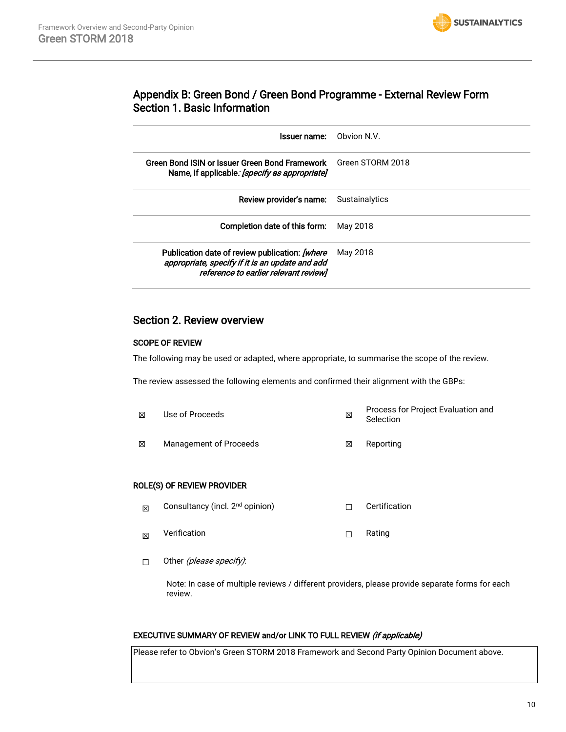## Appendix B: Green Bond / Green Bond Programme - External Review Form
## Section 1. Basic Information

| | |
|---|---|
| **Issuer name:** | Obvion N.V. |
| **Green Bond ISIN or Issuer Green Bond Framework Name, if applicable***: [specify as appropriate]* | Green STORM 2018 |
| **Review provider's name:** | Sustainalytics |
| **Completion date of this form:** | May 2018 |
| **Publication date of review publication:** *[where appropriate, specify if it is an update and add reference to earlier relevant review]* | May 2018 |

## Section 2. Review overview

**SCOPE OF REVIEW**

The following may be used or adapted, where appropriate, to summarise the scope of the review.

The review assessed the following elements and confirmed their alignment with the GBPs:

| | | | |
|---|---|---|---|
| ☒ | Use of Proceeds | ☒ | Process for Project Evaluation and Selection |
| ☒ | Management of Proceeds | ☒ | Reporting |

**ROLE(S) OF REVIEW PROVIDER**

| | | | |
|---|---|---|---|
| ☒ | Consultancy (incl. 2nd opinion) | ☐ | Certification |
| ☒ | Verification | ☐ | Rating |
| ☐ | Other *(please specify)*: | | |

Note: In case of multiple reviews / different providers, please provide separate forms for each review.

**EXECUTIVE SUMMARY OF REVIEW and/or LINK TO FULL REVIEW** *(if applicable)*

Please refer to Obvion's Green STORM 2018 Framework and Second Party Opinion Document above.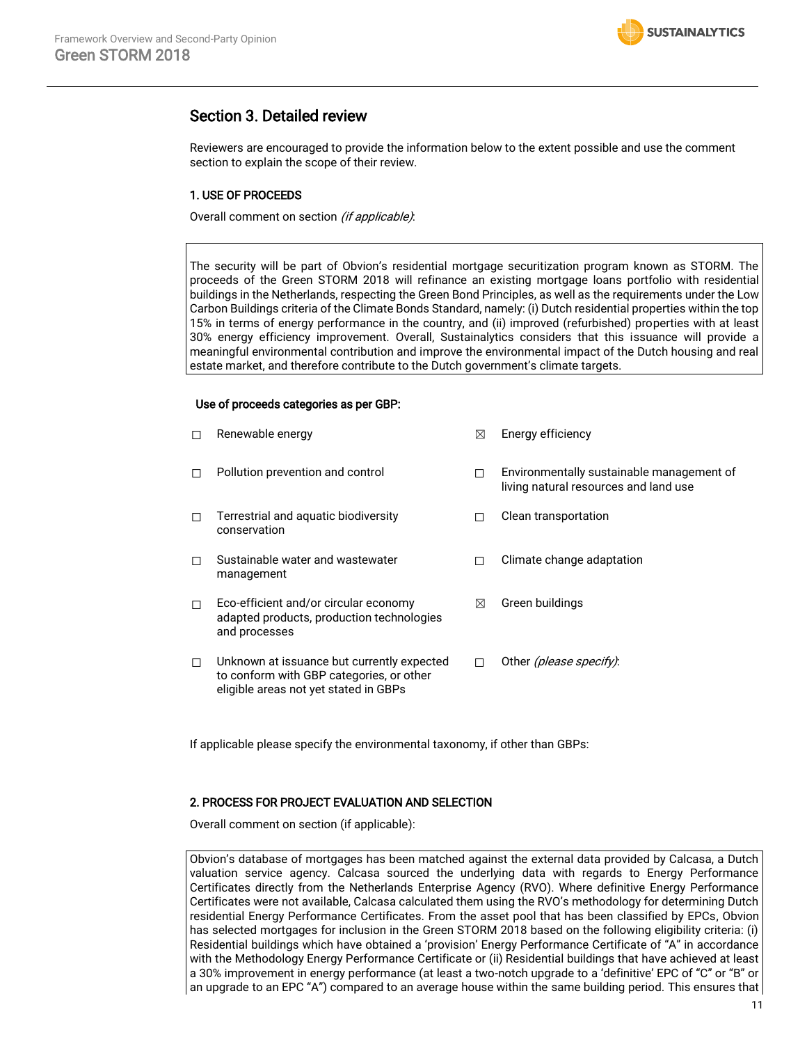## Section 3. Detailed review

Reviewers are encouraged to provide the information below to the extent possible and use the comment section to explain the scope of their review.

### 1. USE OF PROCEEDS

Overall comment on section *(if applicable)*:

The security will be part of Obvion's residential mortgage securitization program known as STORM. The proceeds of the Green STORM 2018 will refinance an existing mortgage loans portfolio with residential buildings in the Netherlands, respecting the Green Bond Principles, as well as the requirements under the Low Carbon Buildings criteria of the Climate Bonds Standard, namely: (i) Dutch residential properties within the top 15% in terms of energy performance in the country, and (ii) improved (refurbished) properties with at least 30% energy efficiency improvement. Overall, Sustainalytics considers that this issuance will provide a meaningful environmental contribution and improve the environmental impact of the Dutch housing and real estate market, and therefore contribute to the Dutch government's climate targets.

**Use of proceeds categories as per GBP:**

| | | | |
|---|---|---|---|
| ☐ | Renewable energy | ☒ | Energy efficiency |
| ☐ | Pollution prevention and control | ☐ | Environmentally sustainable management of living natural resources and land use |
| ☐ | Terrestrial and aquatic biodiversity conservation | ☐ | Clean transportation |
| ☐ | Sustainable water and wastewater management | ☐ | Climate change adaptation |
| ☐ | Eco-efficient and/or circular economy adapted products, production technologies and processes | ☒ | Green buildings |
| ☐ | Unknown at issuance but currently expected to conform with GBP categories, or other eligible areas not yet stated in GBPs | ☐ | Other *(please specify)*: |

If applicable please specify the environmental taxonomy, if other than GBPs:

### 2. PROCESS FOR PROJECT EVALUATION AND SELECTION

Overall comment on section (if applicable):

Obvion's database of mortgages has been matched against the external data provided by Calcasa, a Dutch valuation service agency. Calcasa sourced the underlying data with regards to Energy Performance Certificates directly from the Netherlands Enterprise Agency (RVO). Where definitive Energy Performance Certificates were not available, Calcasa calculated them using the RVO's methodology for determining Dutch residential Energy Performance Certificates. From the asset pool that has been classified by EPCs, Obvion has selected mortgages for inclusion in the Green STORM 2018 based on the following eligibility criteria: (i) Residential buildings which have obtained a 'provision' Energy Performance Certificate of "A" in accordance with the Methodology Energy Performance Certificate or (ii) Residential buildings that have achieved at least a 30% improvement in energy performance (at least a two-notch upgrade to a 'definitive' EPC of "C" or "B" or an upgrade to an EPC "A") compared to an average house within the same building period. This ensures that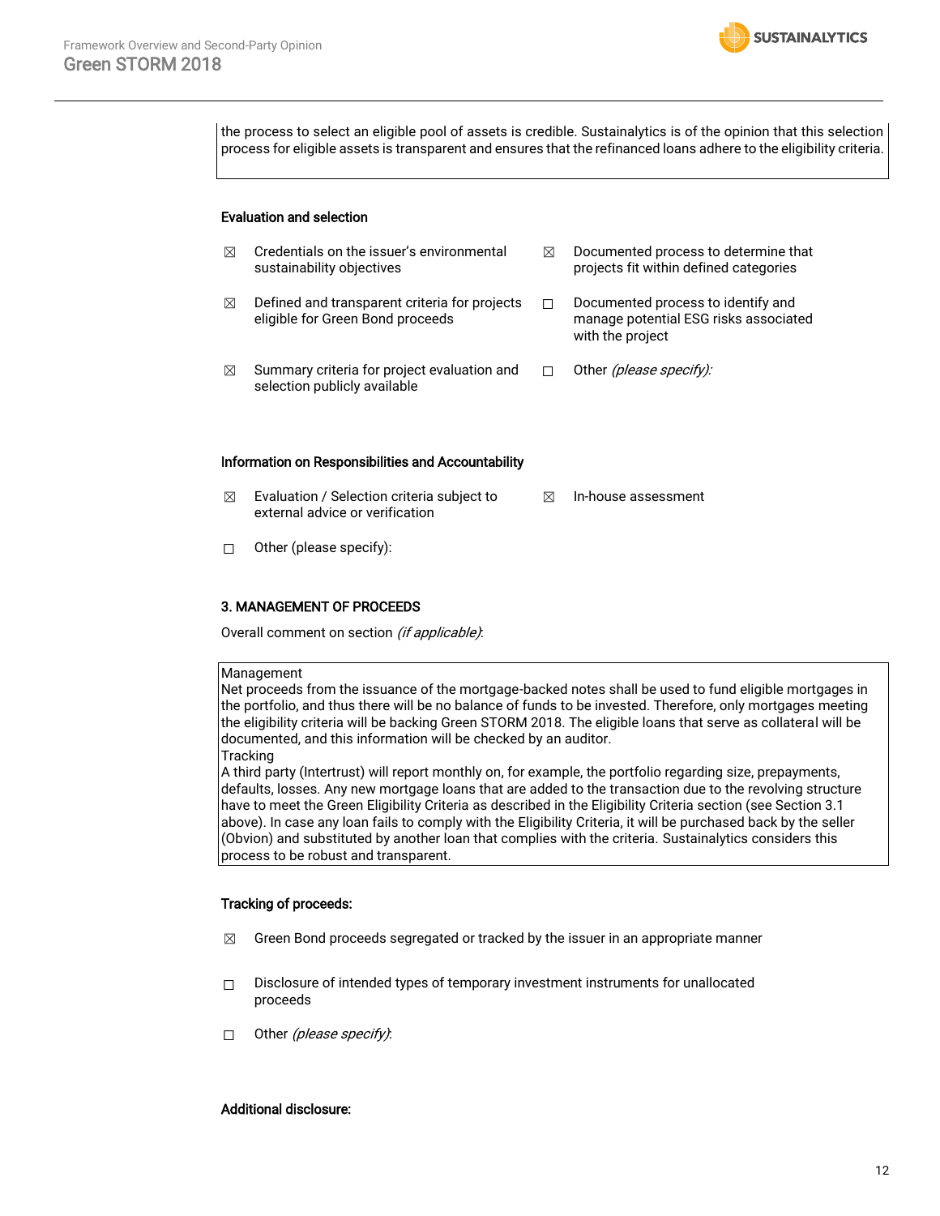the process to select an eligible pool of assets is credible. Sustainalytics is of the opinion that this selection process for eligible assets is transparent and ensures that the refinanced loans adhere to the eligibility criteria.

**Evaluation and selection**

- ☒ Credentials on the issuer's environmental sustainability objectives
- ☒ Documented process to determine that projects fit within defined categories
- ☒ Defined and transparent criteria for projects eligible for Green Bond proceeds
- ☐ Documented process to identify and manage potential ESG risks associated with the project
- ☒ Summary criteria for project evaluation and selection publicly available
- ☐ Other *(please specify):*

**Information on Responsibilities and Accountability**

- ☒ Evaluation / Selection criteria subject to external advice or verification
- ☒ In-house assessment
- ☐ Other (please specify):

**3. MANAGEMENT OF PROCEEDS**

Overall comment on section *(if applicable)*:

Management
Net proceeds from the issuance of the mortgage-backed notes shall be used to fund eligible mortgages in the portfolio, and thus there will be no balance of funds to be invested. Therefore, only mortgages meeting the eligibility criteria will be backing Green STORM 2018. The eligible loans that serve as collateral will be documented, and this information will be checked by an auditor.
Tracking
A third party (Intertrust) will report monthly on, for example, the portfolio regarding size, prepayments, defaults, losses. Any new mortgage loans that are added to the transaction due to the revolving structure have to meet the Green Eligibility Criteria as described in the Eligibility Criteria section (see Section 3.1 above). In case any loan fails to comply with the Eligibility Criteria, it will be purchased back by the seller (Obvion) and substituted by another loan that complies with the criteria. Sustainalytics considers this process to be robust and transparent.

**Tracking of proceeds:**

- ☒ Green Bond proceeds segregated or tracked by the issuer in an appropriate manner
- ☐ Disclosure of intended types of temporary investment instruments for unallocated proceeds
- ☐ Other *(please specify)*:

**Additional disclosure:**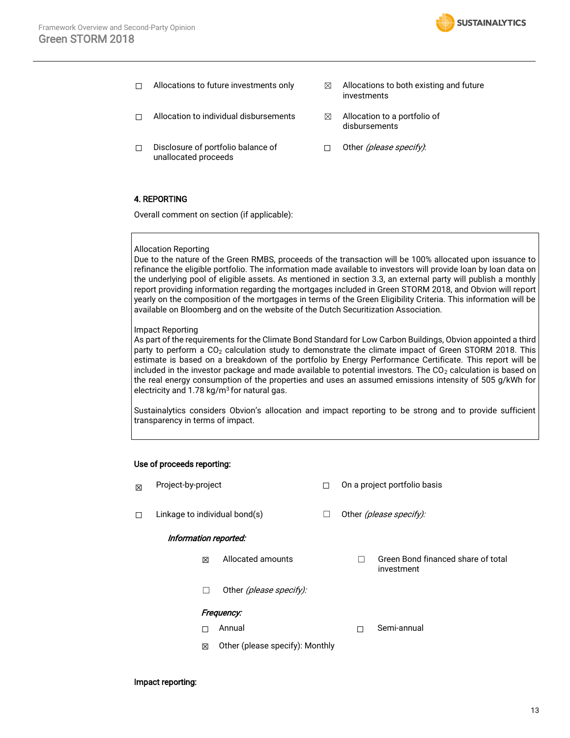☐ Allocations to future investments only

☒ Allocations to both existing and future investments

☐ Allocation to individual disbursements

☒ Allocation to a portfolio of disbursements

☐ Disclosure of portfolio balance of unallocated proceeds

☐ Other *(please specify)*:

**4. REPORTING**

Overall comment on section (if applicable):

Allocation Reporting
Due to the nature of the Green RMBS, proceeds of the transaction will be 100% allocated upon issuance to refinance the eligible portfolio. The information made available to investors will provide loan by loan data on the underlying pool of eligible assets. As mentioned in section 3.3, an external party will publish a monthly report providing information regarding the mortgages included in Green STORM 2018, and Obvion will report yearly on the composition of the mortgages in terms of the Green Eligibility Criteria. This information will be available on Bloomberg and on the website of the Dutch Securitization Association.

Impact Reporting
As part of the requirements for the Climate Bond Standard for Low Carbon Buildings, Obvion appointed a third party to perform a $CO_2$ calculation study to demonstrate the climate impact of Green STORM 2018. This estimate is based on a breakdown of the portfolio by Energy Performance Certificate. This report will be included in the investor package and made available to potential investors. The $CO_2$ calculation is based on the real energy consumption of the properties and uses an assumed emissions intensity of 505 g/kWh for electricity and 1.78 kg/$m^3$ for natural gas.

Sustainalytics considers Obvion's allocation and impact reporting to be strong and to provide sufficient transparency in terms of impact.

**Use of proceeds reporting:**

☒ Project-by-project

☐ On a project portfolio basis

☐ Linkage to individual bond(s)

☐ Other *(please specify)*:

***Information reported:***

☒ Allocated amounts

☐ Green Bond financed share of total investment

☐ Other *(please specify)*:

***Frequency:***

☐ Annual

☐ Semi-annual

☒ Other (please specify): Monthly

**Impact reporting:**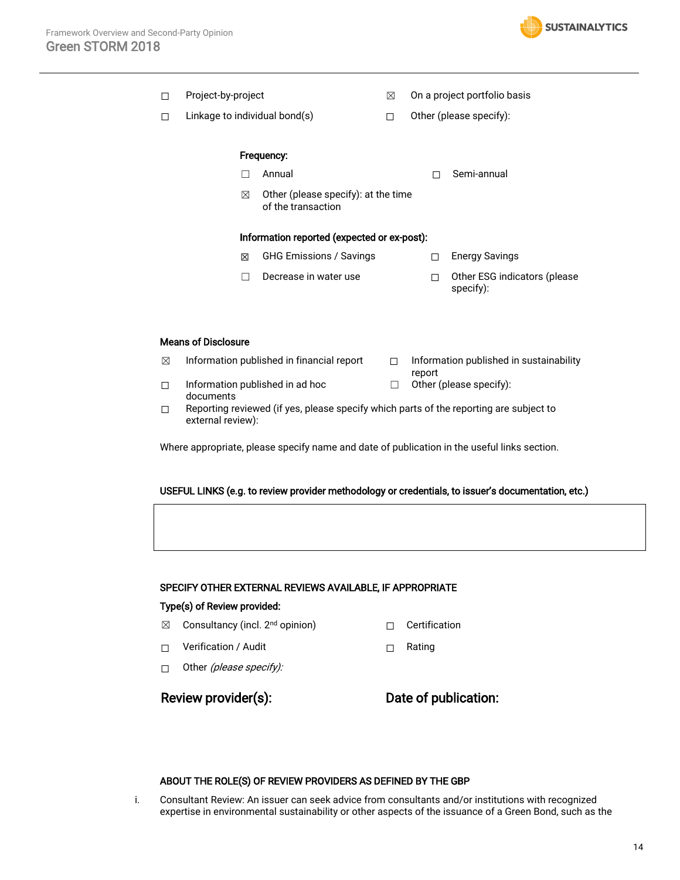☐ Project-by-project ☒ On a project portfolio basis

☐ Linkage to individual bond(s) ☐ Other (please specify):

**Frequency:**

☐ Annual ☐ Semi-annual

☒ Other (please specify): at the time of the transaction

**Information reported (expected or ex-post):**

☒ GHG Emissions / Savings ☐ Energy Savings

☐ Decrease in water use ☐ Other ESG indicators (please specify):

**Means of Disclosure**

☒ Information published in financial report ☐ Information published in sustainability report

☐ Information published in ad hoc documents ☐ Other (please specify):

☐ Reporting reviewed (if yes, please specify which parts of the reporting are subject to external review):

Where appropriate, please specify name and date of publication in the useful links section.

**USEFUL LINKS (e.g. to review provider methodology or credentials, to issuer's documentation, etc.)**

| |
|---|
| |

**SPECIFY OTHER EXTERNAL REVIEWS AVAILABLE, IF APPROPRIATE**

**Type(s) of Review provided:**

☒ Consultancy (incl. 2nd opinion) ☐ Certification

☐ Verification / Audit ☐ Rating

☐ Other *(please specify):*

**Review provider(s):** **Date of publication:**

**ABOUT THE ROLE(S) OF REVIEW PROVIDERS AS DEFINED BY THE GBP**

i. Consultant Review: An issuer can seek advice from consultants and/or institutions with recognized expertise in environmental sustainability or other aspects of the issuance of a Green Bond, such as the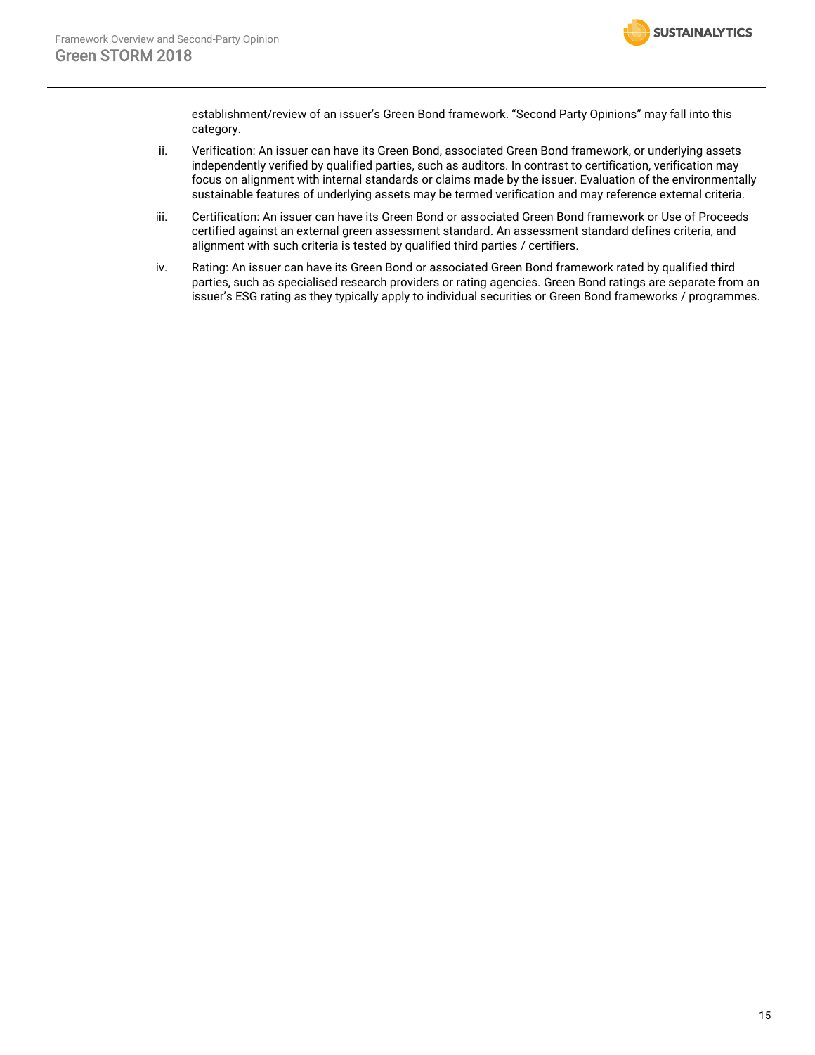establishment/review of an issuer's Green Bond framework. "Second Party Opinions" may fall into this category.

ii. Verification: An issuer can have its Green Bond, associated Green Bond framework, or underlying assets independently verified by qualified parties, such as auditors. In contrast to certification, verification may focus on alignment with internal standards or claims made by the issuer. Evaluation of the environmentally sustainable features of underlying assets may be termed verification and may reference external criteria.

iii. Certification: An issuer can have its Green Bond or associated Green Bond framework or Use of Proceeds certified against an external green assessment standard. An assessment standard defines criteria, and alignment with such criteria is tested by qualified third parties / certifiers.

iv. Rating: An issuer can have its Green Bond or associated Green Bond framework rated by qualified third parties, such as specialised research providers or rating agencies. Green Bond ratings are separate from an issuer's ESG rating as they typically apply to individual securities or Green Bond frameworks / programmes.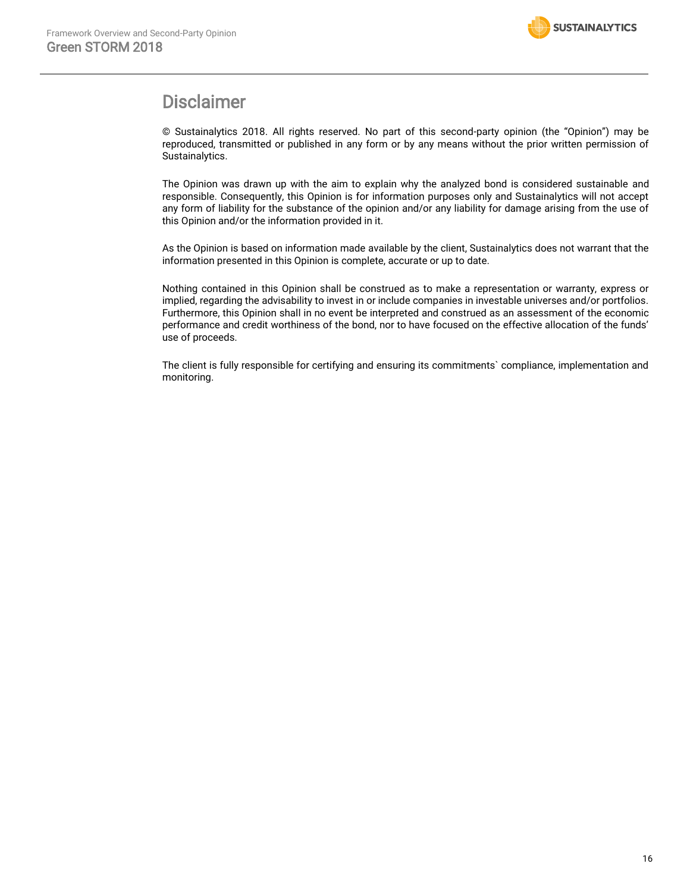# Disclaimer

© Sustainalytics 2018. All rights reserved. No part of this second-party opinion (the "Opinion") may be reproduced, transmitted or published in any form or by any means without the prior written permission of Sustainalytics.

The Opinion was drawn up with the aim to explain why the analyzed bond is considered sustainable and responsible. Consequently, this Opinion is for information purposes only and Sustainalytics will not accept any form of liability for the substance of the opinion and/or any liability for damage arising from the use of this Opinion and/or the information provided in it.

As the Opinion is based on information made available by the client, Sustainalytics does not warrant that the information presented in this Opinion is complete, accurate or up to date.

Nothing contained in this Opinion shall be construed as to make a representation or warranty, express or implied, regarding the advisability to invest in or include companies in investable universes and/or portfolios. Furthermore, this Opinion shall in no event be interpreted and construed as an assessment of the economic performance and credit worthiness of the bond, nor to have focused on the effective allocation of the funds' use of proceeds.

The client is fully responsible for certifying and ensuring its commitments` compliance, implementation and monitoring.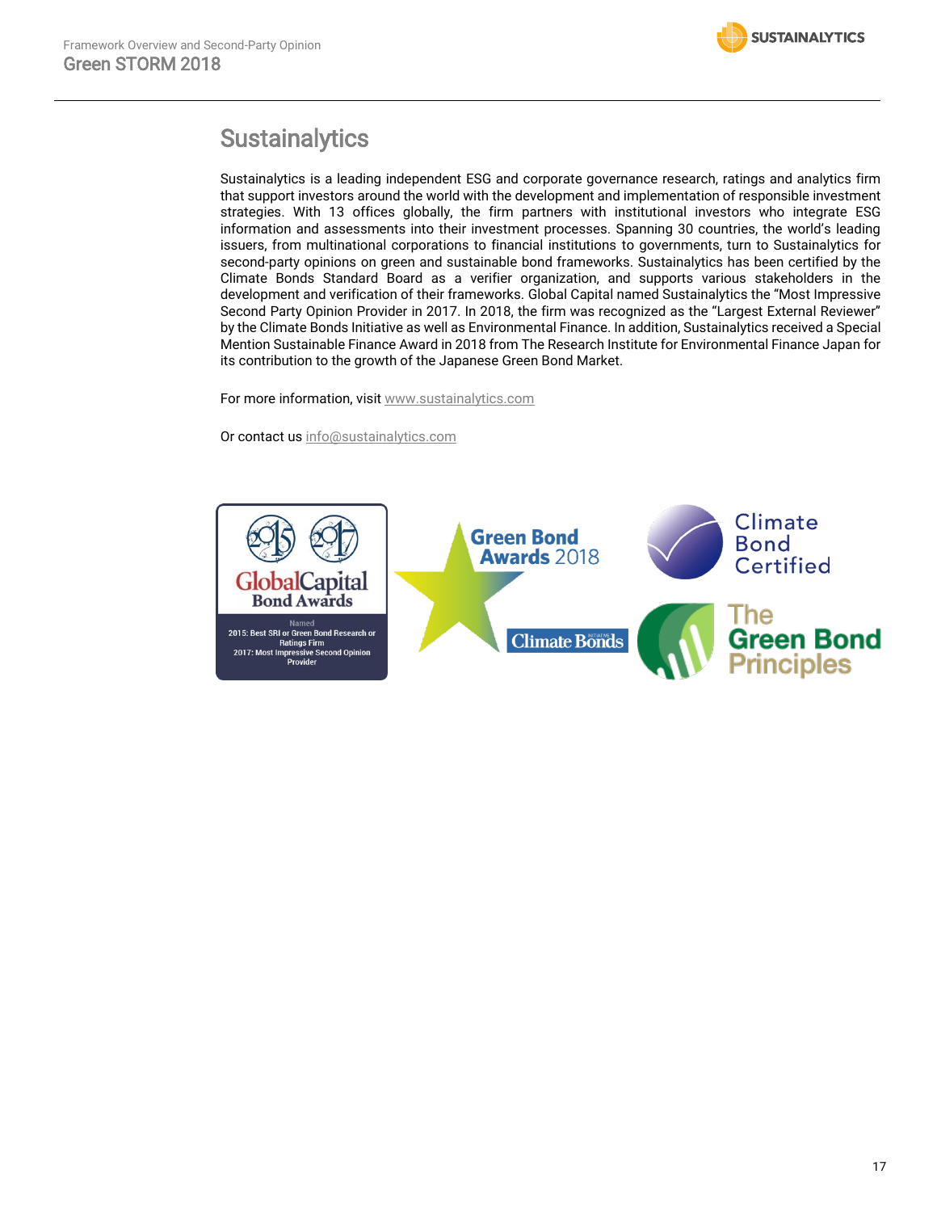# Sustainalytics

Sustainalytics is a leading independent ESG and corporate governance research, ratings and analytics firm that support investors around the world with the development and implementation of responsible investment strategies. With 13 offices globally, the firm partners with institutional investors who integrate ESG information and assessments into their investment processes. Spanning 30 countries, the world's leading issuers, from multinational corporations to financial institutions to governments, turn to Sustainalytics for second-party opinions on green and sustainable bond frameworks. Sustainalytics has been certified by the Climate Bonds Standard Board as a verifier organization, and supports various stakeholders in the development and verification of their frameworks. Global Capital named Sustainalytics the "Most Impressive Second Party Opinion Provider in 2017. In 2018, the firm was recognized as the "Largest External Reviewer" by the Climate Bonds Initiative as well as Environmental Finance. In addition, Sustainalytics received a Special Mention Sustainable Finance Award in 2018 from The Research Institute for Environmental Finance Japan for its contribution to the growth of the Japanese Green Bond Market.

For more information, visit www.sustainalytics.com

Or contact us info@sustainalytics.com

2015 2017 GlobalCapital Bond Awards

Named
2015: Best SRI or Green Bond Research or Ratings Firm
2017: Most Impressive Second Opinion Provider

Green Bond Awards 2018

Climate Bonds Initiative

Climate Bond Certified

The Green Bond Principles